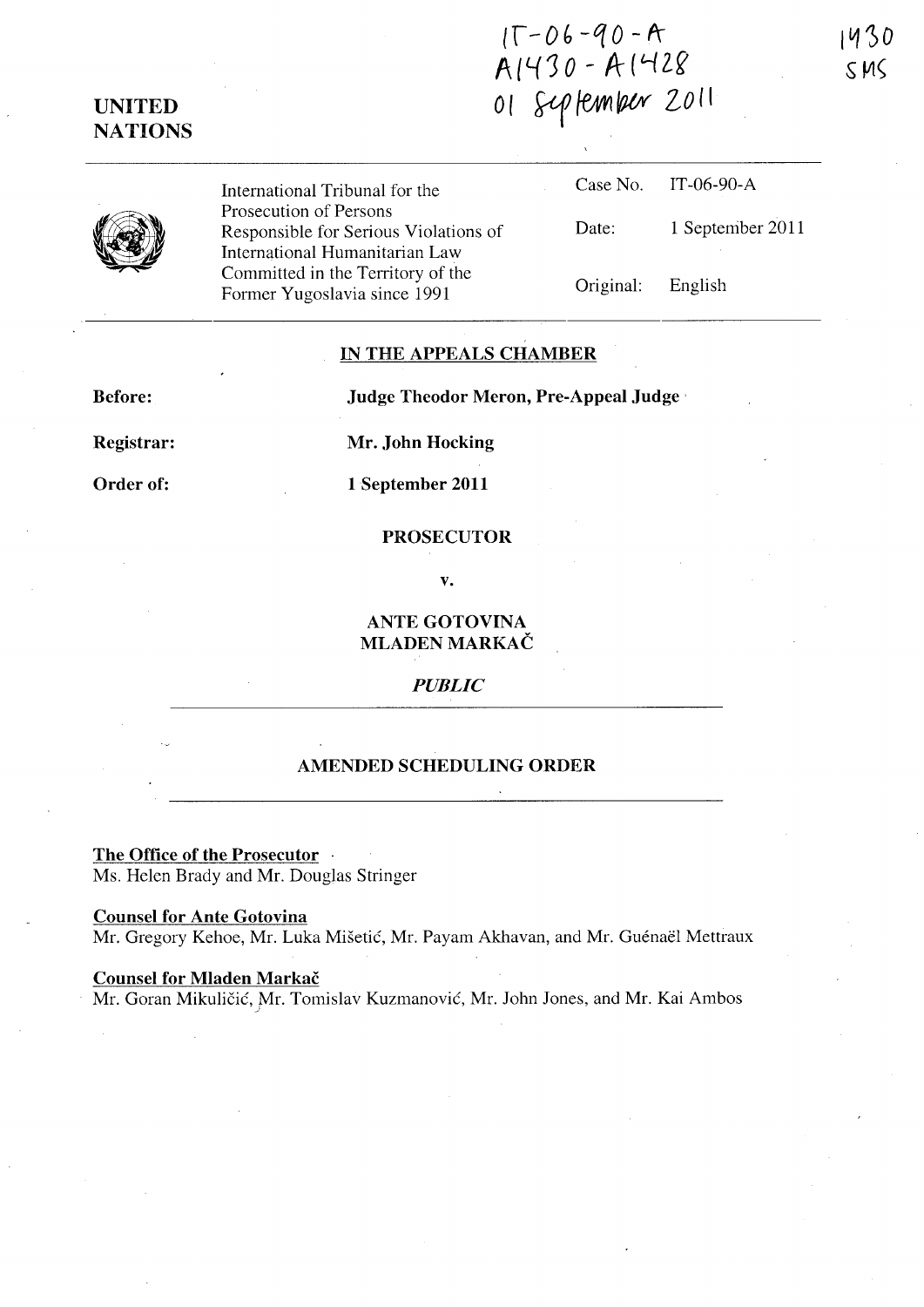IT-06-90-A
A1430 - A1428
01 September 2011

1430
SMS

**UNITED NATIONS**

International Tribunal for the Prosecution of Persons Responsible for Serious Violations of International Humanitarian Law Committed in the Territory of the Former Yugoslavia since 1991

| | |
|---|---|
| Case No. | IT-06-90-A |
| Date: | 1 September 2011 |
| Original: | English |

## IN THE APPEALS CHAMBER

**Before:** **Judge Theodor Meron, Pre-Appeal Judge**

**Registrar:** **Mr. John Hocking**

**Order of:** **1 September 2011**

**PROSECUTOR**

**v.**

**ANTE GOTOVINA**
**MLADEN MARKAČ**

***PUBLIC***

## AMENDED SCHEDULING ORDER

**The Office of the Prosecutor**
Ms. Helen Brady and Mr. Douglas Stringer

**Counsel for Ante Gotovina**
Mr. Gregory Kehoe, Mr. Luka Mišetić, Mr. Payam Akhavan, and Mr. Guénaël Mettraux

**Counsel for Mladen Markač**
Mr. Goran Mikuličić, Mr. Tomislav Kuzmanović, Mr. John Jones, and Mr. Kai Ambos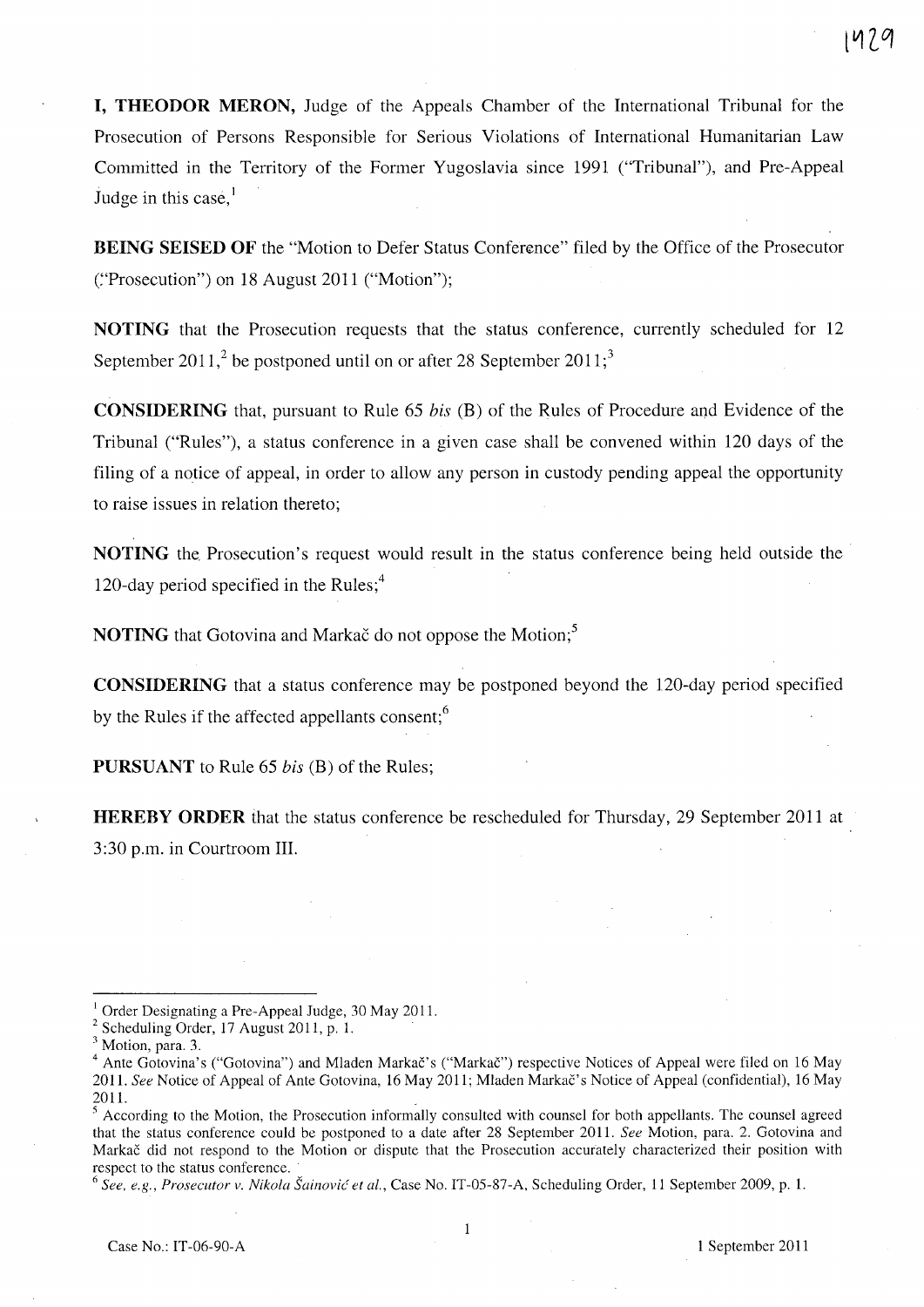**I, THEODOR MERON,** Judge of the Appeals Chamber of the International Tribunal for the Prosecution of Persons Responsible for Serious Violations of International Humanitarian Law Committed in the Territory of the Former Yugoslavia since 1991 ("Tribunal"), and Pre-Appeal Judge in this case,[1]

**BEING SEISED OF** the "Motion to Defer Status Conference" filed by the Office of the Prosecutor ("Prosecution") on 18 August 2011 ("Motion");

**NOTING** that the Prosecution requests that the status conference, currently scheduled for 12 September 2011,[2] be postponed until on or after 28 September 2011;[3]

**CONSIDERING** that, pursuant to Rule 65 *bis* (B) of the Rules of Procedure and Evidence of the Tribunal ("Rules"), a status conference in a given case shall be convened within 120 days of the filing of a notice of appeal, in order to allow any person in custody pending appeal the opportunity to raise issues in relation thereto;

**NOTING** the Prosecution's request would result in the status conference being held outside the 120-day period specified in the Rules;[4]

**NOTING** that Gotovina and Markač do not oppose the Motion;[5]

**CONSIDERING** that a status conference may be postponed beyond the 120-day period specified by the Rules if the affected appellants consent;[6]

**PURSUANT** to Rule 65 *bis* (B) of the Rules;

**HEREBY ORDER** that the status conference be rescheduled for Thursday, 29 September 2011 at 3:30 p.m. in Courtroom III.

---

[1] Order Designating a Pre-Appeal Judge, 30 May 2011.

[2] Scheduling Order, 17 August 2011, p. 1.

[3] Motion, para. 3.

[4] Ante Gotovina's ("Gotovina") and Mladen Markač's ("Markač") respective Notices of Appeal were filed on 16 May 2011. *See* Notice of Appeal of Ante Gotovina, 16 May 2011; Mladen Markač's Notice of Appeal (confidential), 16 May 2011.

[5] According to the Motion, the Prosecution informally consulted with counsel for both appellants. The counsel agreed that the status conference could be postponed to a date after 28 September 2011. *See* Motion, para. 2. Gotovina and Markač did not respond to the Motion or dispute that the Prosecution accurately characterized their position with respect to the status conference.

[6] *See, e.g., Prosecutor v. Nikola Šainović et al.*, Case No. IT-05-87-A, Scheduling Order, 11 September 2009, p. 1.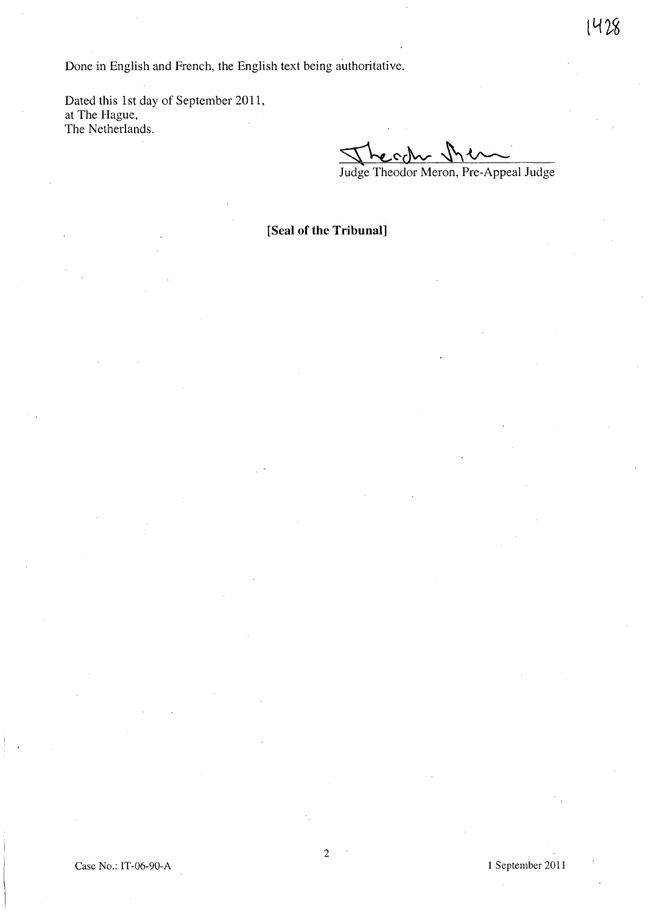Done in English and French, the English text being authoritative.

Dated this 1st day of September 2011,
at The Hague,
The Netherlands.

Judge Theodor Meron, Pre-Appeal Judge

**[Seal of the Tribunal]**